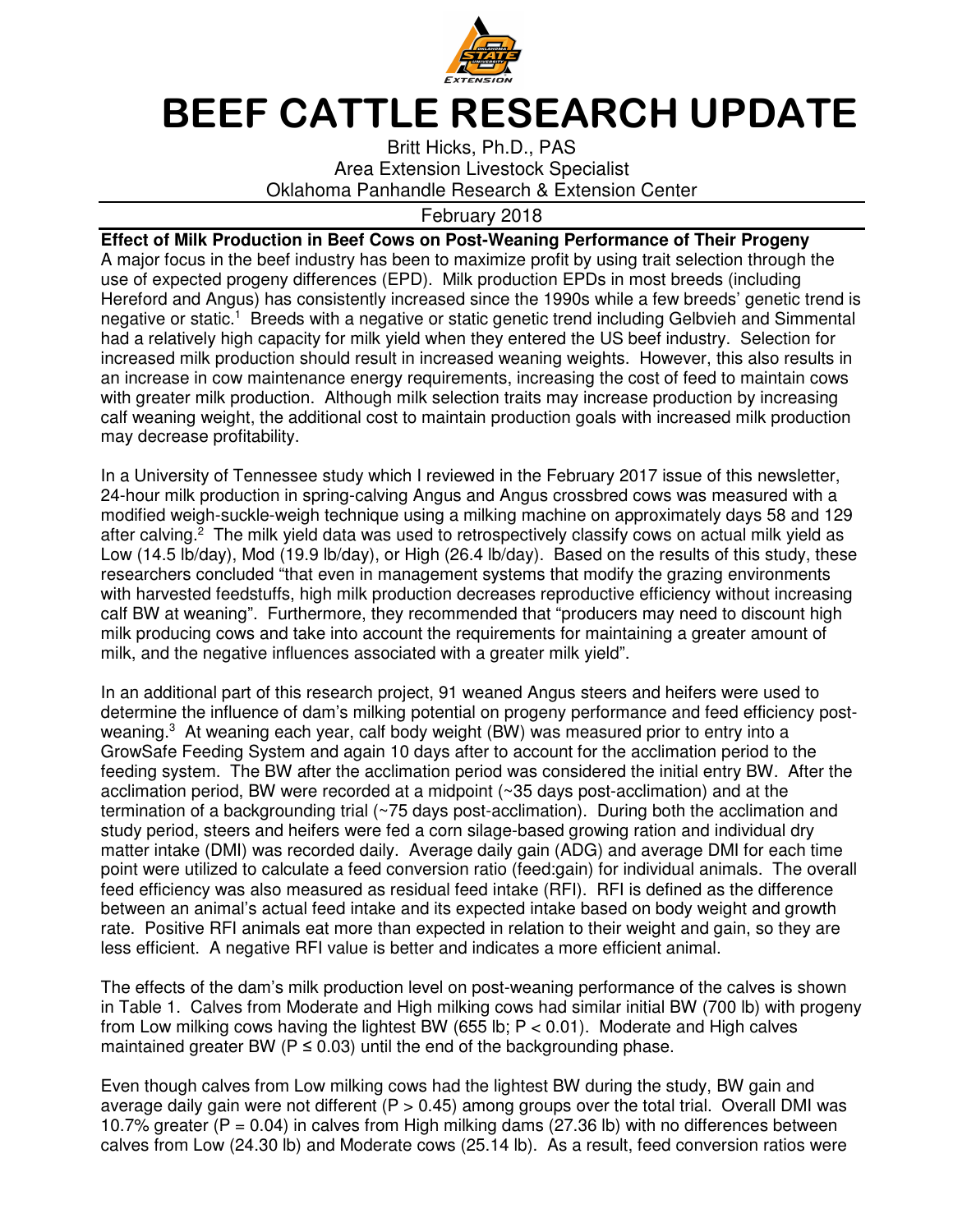# BEEF CATTLE RESEARCH UPDATE

Britt Hicks, Ph.D., PAS
Area Extension Livestock Specialist
Oklahoma Panhandle Research & Extension Center

February 2018

**Effect of Milk Production in Beef Cows on Post-Weaning Performance of Their Progeny**

A major focus in the beef industry has been to maximize profit by using trait selection through the use of expected progeny differences (EPD). Milk production EPDs in most breeds (including Hereford and Angus) has consistently increased since the 1990s while a few breeds' genetic trend is negative or static.[1] Breeds with a negative or static genetic trend including Gelbvieh and Simmental had a relatively high capacity for milk yield when they entered the US beef industry. Selection for increased milk production should result in increased weaning weights. However, this also results in an increase in cow maintenance energy requirements, increasing the cost of feed to maintain cows with greater milk production. Although milk selection traits may increase production by increasing calf weaning weight, the additional cost to maintain production goals with increased milk production may decrease profitability.

In a University of Tennessee study which I reviewed in the February 2017 issue of this newsletter, 24-hour milk production in spring-calving Angus and Angus crossbred cows was measured with a modified weigh-suckle-weigh technique using a milking machine on approximately days 58 and 129 after calving.[2] The milk yield data was used to retrospectively classify cows on actual milk yield as Low (14.5 lb/day), Mod (19.9 lb/day), or High (26.4 lb/day). Based on the results of this study, these researchers concluded "that even in management systems that modify the grazing environments with harvested feedstuffs, high milk production decreases reproductive efficiency without increasing calf BW at weaning". Furthermore, they recommended that "producers may need to discount high milk producing cows and take into account the requirements for maintaining a greater amount of milk, and the negative influences associated with a greater milk yield".

In an additional part of this research project, 91 weaned Angus steers and heifers were used to determine the influence of dam's milking potential on progeny performance and feed efficiency post-weaning.[3] At weaning each year, calf body weight (BW) was measured prior to entry into a GrowSafe Feeding System and again 10 days after to account for the acclimation period to the feeding system. The BW after the acclimation period was considered the initial entry BW. After the acclimation period, BW were recorded at a midpoint (~35 days post-acclimation) and at the termination of a backgrounding trial (~75 days post-acclimation). During both the acclimation and study period, steers and heifers were fed a corn silage-based growing ration and individual dry matter intake (DMI) was recorded daily. Average daily gain (ADG) and average DMI for each time point were utilized to calculate a feed conversion ratio (feed:gain) for individual animals. The overall feed efficiency was also measured as residual feed intake (RFI). RFI is defined as the difference between an animal's actual feed intake and its expected intake based on body weight and growth rate. Positive RFI animals eat more than expected in relation to their weight and gain, so they are less efficient. A negative RFI value is better and indicates a more efficient animal.

The effects of the dam's milk production level on post-weaning performance of the calves is shown in Table 1. Calves from Moderate and High milking cows had similar initial BW (700 lb) with progeny from Low milking cows having the lightest BW (655 lb; $P < 0.01$). Moderate and High calves maintained greater BW ($P \leq 0.03$) until the end of the backgrounding phase.

Even though calves from Low milking cows had the lightest BW during the study, BW gain and average daily gain were not different ($P > 0.45$) among groups over the total trial. Overall DMI was 10.7% greater ($P = 0.04$) in calves from High milking dams (27.36 lb) with no differences between calves from Low (24.30 lb) and Moderate cows (25.14 lb). As a result, feed conversion ratios were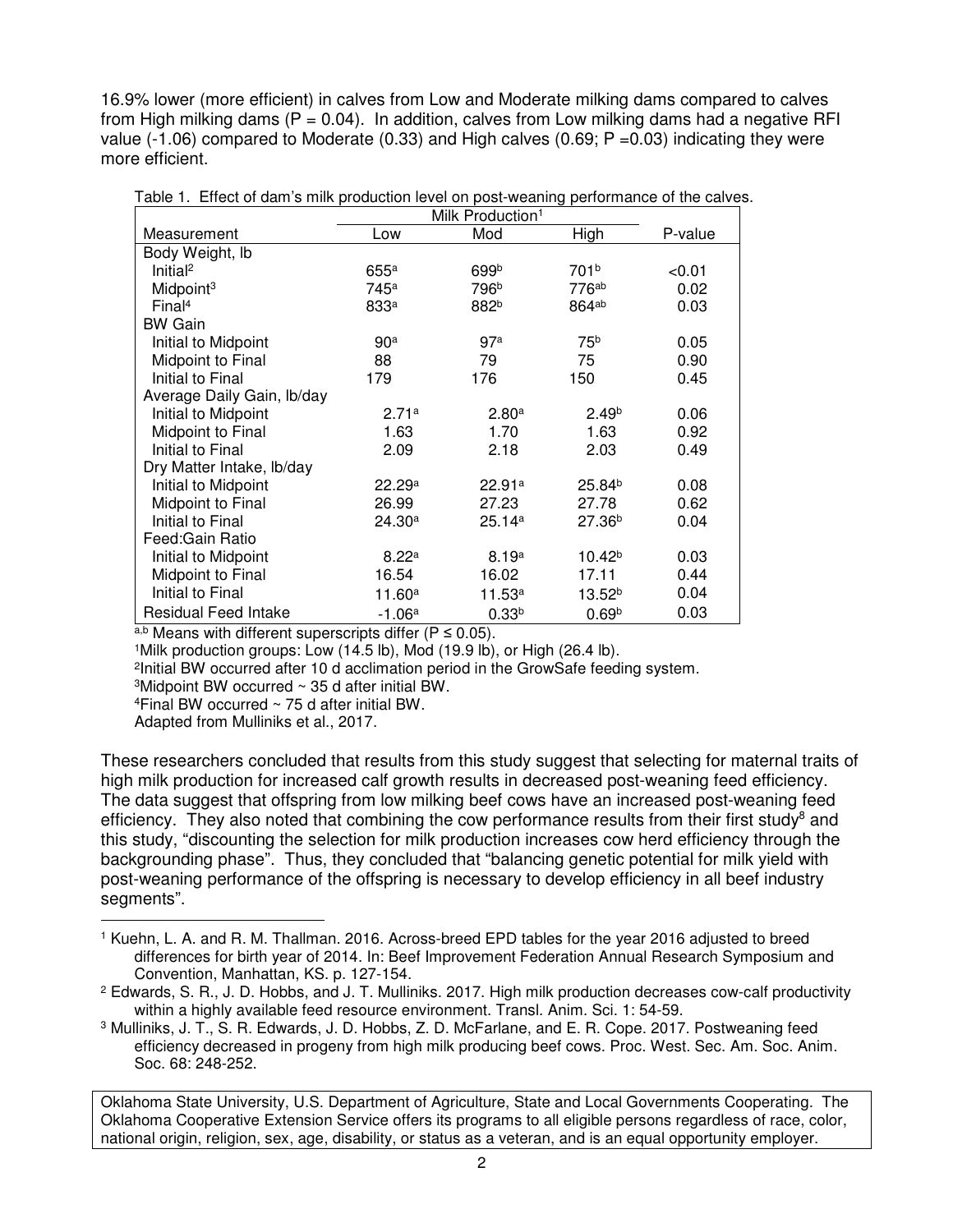16.9% lower (more efficient) in calves from Low and Moderate milking dams compared to calves from High milking dams ($P = 0.04$). In addition, calves from Low milking dams had a negative RFI value (-1.06) compared to Moderate (0.33) and High calves (0.69; $P = 0.03$) indicating they were more efficient.

Table 1. Effect of dam's milk production level on post-weaning performance of the calves.

| | Milk Production[1] | | | |
|---|---|---|---|---|
| Measurement | Low | Mod | High | P-value |
| Body Weight, lb | | | | |
| Initial[2] | 655$^{a}$ | 699$^{b}$ | 701$^{b}$ | <0.01 |
| Midpoint[3] | 745$^{a}$ | 796$^{b}$ | 776$^{ab}$ | 0.02 |
| Final[4] | 833$^{a}$ | 882$^{b}$ | 864$^{ab}$ | 0.03 |
| BW Gain | | | | |
| Initial to Midpoint | 90$^{a}$ | 97$^{a}$ | 75$^{b}$ | 0.05 |
| Midpoint to Final | 88 | 79 | 75 | 0.90 |
| Initial to Final | 179 | 176 | 150 | 0.45 |
| Average Daily Gain, lb/day | | | | |
| Initial to Midpoint | 2.71$^{a}$ | 2.80$^{a}$ | 2.49$^{b}$ | 0.06 |
| Midpoint to Final | 1.63 | 1.70 | 1.63 | 0.92 |
| Initial to Final | 2.09 | 2.18 | 2.03 | 0.49 |
| Dry Matter Intake, lb/day | | | | |
| Initial to Midpoint | 22.29$^{a}$ | 22.91$^{a}$ | 25.84$^{b}$ | 0.08 |
| Midpoint to Final | 26.99 | 27.23 | 27.78 | 0.62 |
| Initial to Final | 24.30$^{a}$ | 25.14$^{a}$ | 27.36$^{b}$ | 0.04 |
| Feed:Gain Ratio | | | | |
| Initial to Midpoint | 8.22$^{a}$ | 8.19$^{a}$ | 10.42$^{b}$ | 0.03 |
| Midpoint to Final | 16.54 | 16.02 | 17.11 | 0.44 |
| Initial to Final | 11.60$^{a}$ | 11.53$^{a}$ | 13.52$^{b}$ | 0.04 |
| Residual Feed Intake | -1.06$^{a}$ | 0.33$^{b}$ | 0.69$^{b}$ | 0.03 |

$^{a,b}$ Means with different superscripts differ ($P \leq 0.05$).
[1]Milk production groups: Low (14.5 lb), Mod (19.9 lb), or High (26.4 lb).
[2]Initial BW occurred after 10 d acclimation period in the GrowSafe feeding system.
[3]Midpoint BW occurred ~ 35 d after initial BW.
[4]Final BW occurred ~ 75 d after initial BW.
Adapted from Mulliniks et al., 2017.

These researchers concluded that results from this study suggest that selecting for maternal traits of high milk production for increased calf growth results in decreased post-weaning feed efficiency. The data suggest that offspring from low milking beef cows have an increased post-weaning feed efficiency. They also noted that combining the cow performance results from their first study[8] and this study, "discounting the selection for milk production increases cow herd efficiency through the backgrounding phase". Thus, they concluded that "balancing genetic potential for milk yield with post-weaning performance of the offspring is necessary to develop efficiency in all beef industry segments".

[1] Kuehn, L. A. and R. M. Thallman. 2016. Across-breed EPD tables for the year 2016 adjusted to breed differences for birth year of 2014. In: Beef Improvement Federation Annual Research Symposium and Convention, Manhattan, KS. p. 127-154.

[2] Edwards, S. R., J. D. Hobbs, and J. T. Mulliniks. 2017. High milk production decreases cow-calf productivity within a highly available feed resource environment. Transl. Anim. Sci. 1: 54-59.

[3] Mulliniks, J. T., S. R. Edwards, J. D. Hobbs, Z. D. McFarlane, and E. R. Cope. 2017. Postweaning feed efficiency decreased in progeny from high milk producing beef cows. Proc. West. Sec. Am. Soc. Anim. Soc. 68: 248-252.

Oklahoma State University, U.S. Department of Agriculture, State and Local Governments Cooperating. The Oklahoma Cooperative Extension Service offers its programs to all eligible persons regardless of race, color, national origin, religion, sex, age, disability, or status as a veteran, and is an equal opportunity employer.